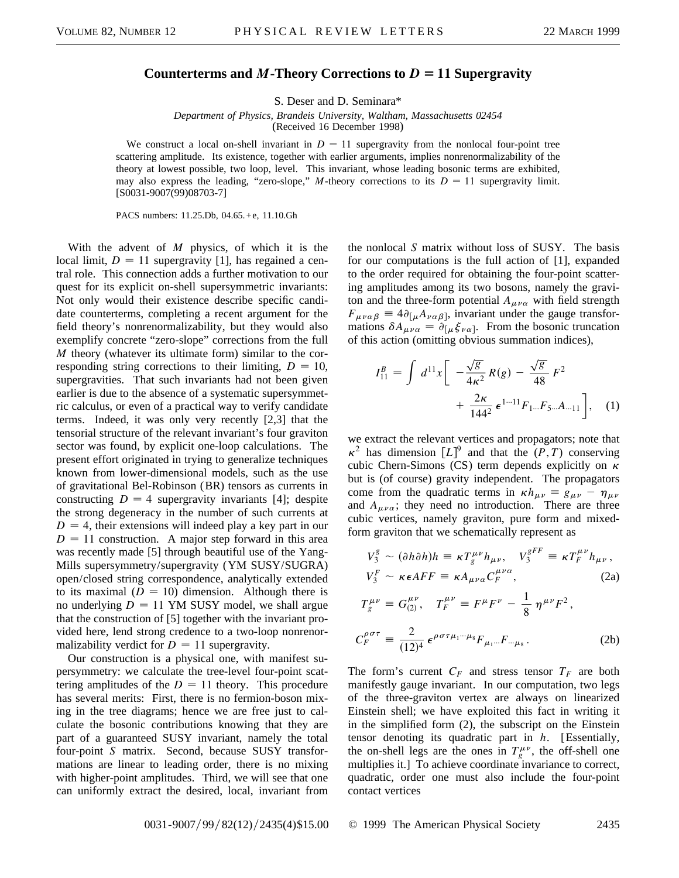# Counterterms and $M$-Theory Corrections to $D = 11$ Supergravity

S. Deser and D. Seminara*

*Department of Physics, Brandeis University, Waltham, Massachusetts 02454*

(Received 16 December 1998)

We construct a local on-shell invariant in $D = 11$ supergravity from the nonlocal four-point tree scattering amplitude. Its existence, together with earlier arguments, implies nonrenormalizability of the theory at lowest possible, two loop, level. This invariant, whose leading bosonic terms are exhibited, may also express the leading, "zero-slope," $M$-theory corrections to its $D = 11$ supergravity limit. [S0031-9007(99)08703-7]

PACS numbers: 11.25.Db, 04.65.+e, 11.10.Gh

With the advent of $M$ physics, of which it is the local limit, $D = 11$ supergravity [1], has regained a central role. This connection adds a further motivation to our quest for its explicit on-shell supersymmetric invariants: Not only would their existence describe specific candidate counterterms, completing a recent argument for the field theory's nonrenormalizability, but they would also exemplify concrete "zero-slope" corrections from the full $M$ theory (whatever its ultimate form) similar to the corresponding string corrections to their limiting, $D = 10$, supergravities. That such invariants had not been given earlier is due to the absence of a systematic supersymmetric calculus, or even of a practical way to verify candidate terms. Indeed, it was only very recently [2,3] that the tensorial structure of the relevant invariant's four graviton sector was found, by explicit one-loop calculations. The present effort originated in trying to generalize techniques known from lower-dimensional models, such as the use of gravitational Bel-Robinson (BR) tensors as currents in constructing $D = 4$ supergravity invariants [4]; despite the strong degeneracy in the number of such currents at $D = 4$, their extensions will indeed play a key part in our $D = 11$ construction. A major step forward in this area was recently made [5] through beautiful use of the Yang-Mills supersymmetry/supergravity (YM SUSY/SUGRA) open/closed string correspondence, analytically extended to its maximal ($D = 10$) dimension. Although there is no underlying $D = 11$ YM SUSY model, we shall argue that the construction of [5] together with the invariant provided here, lend strong credence to a two-loop nonrenormalizability verdict for $D = 11$ supergravity.

Our construction is a physical one, with manifest supersymmetry: we calculate the tree-level four-point scattering amplitudes of the $D = 11$ theory. This procedure has several merits: First, there is no fermion-boson mixing in the tree diagrams; hence we are free just to calculate the bosonic contributions knowing that they are part of a guaranteed SUSY invariant, namely the total four-point $S$ matrix. Second, because SUSY transformations are linear to leading order, there is no mixing with higher-point amplitudes. Third, we will see that one can uniformly extract the desired, local, invariant from the nonlocal $S$ matrix without loss of SUSY. The basis for our computations is the full action of [1], expanded to the order required for obtaining the four-point scattering amplitudes among its two bosons, namely the graviton and the three-form potential $A_{\mu\nu\alpha}$ with field strength $F_{\mu\nu\alpha\beta} \equiv 4\partial_{[\mu}A_{\nu\alpha\beta]}$, invariant under the gauge transformations $\delta A_{\mu\nu\alpha} = \partial_{[\mu}\xi_{\nu\alpha]}$. From the bosonic truncation of this action (omitting obvious summation indices),

$$I_{11}^B = \int d^{11}x \left[ -\frac{\sqrt{g}}{4\kappa^2} R(g) - \frac{\sqrt{g}}{48} F^2 + \frac{2\kappa}{144^2} \epsilon^{1\dots 11} F_{1\dots} F_{5\dots} A_{\dots 11} \right], \quad (1)$$

we extract the relevant vertices and propagators; note that $\kappa^2$ has dimension $[L]^9$ and that the $(P,T)$ conserving cubic Chern-Simons (CS) term depends explicitly on $\kappa$ but is (of course) gravity independent. The propagators come from the quadratic terms in $\kappa h_{\mu\nu} \equiv g_{\mu\nu} - \eta_{\mu\nu}$ and $A_{\mu\nu\alpha}$; they need no introduction. There are three cubic vertices, namely graviton, pure form and mixed-form graviton that we schematically represent as

$$V_3^g \sim (\partial h \partial h) h \equiv \kappa T_g^{\mu\nu} h_{\mu\nu}, \quad V_3^{gFF} \equiv \kappa T_F^{\mu\nu} h_{\mu\nu},$$
$$V_3^F \sim \kappa \epsilon A F F \equiv \kappa A_{\mu\nu\alpha} C_F^{\mu\nu\alpha}, \quad (2a)$$

$$T_g^{\mu\nu} \equiv G_{(2)}^{\mu\nu}, \quad T_F^{\mu\nu} \equiv F^\mu F^\nu - \frac{1}{8}\eta^{\mu\nu} F^2,$$

$$C_F^{\rho\sigma\tau} \equiv \frac{2}{(12)^4} \epsilon^{\rho\sigma\tau\mu_1\cdots\mu_8} F_{\mu_1\dots} F_{\dots\mu_8}. \quad (2b)$$

The form's current $C_F$ and stress tensor $T_F$ are both manifestly gauge invariant. In our computation, two legs of the three-graviton vertex are always on linearized Einstein shell; we have exploited this fact in writing it in the simplified form (2), the subscript on the Einstein tensor denoting its quadratic part in $h$. [Essentially, the on-shell legs are the ones in $T_g^{\mu\nu}$, the off-shell one multiplies it.] To achieve coordinate invariance to correct, quadratic, order one must also include the four-point contact vertices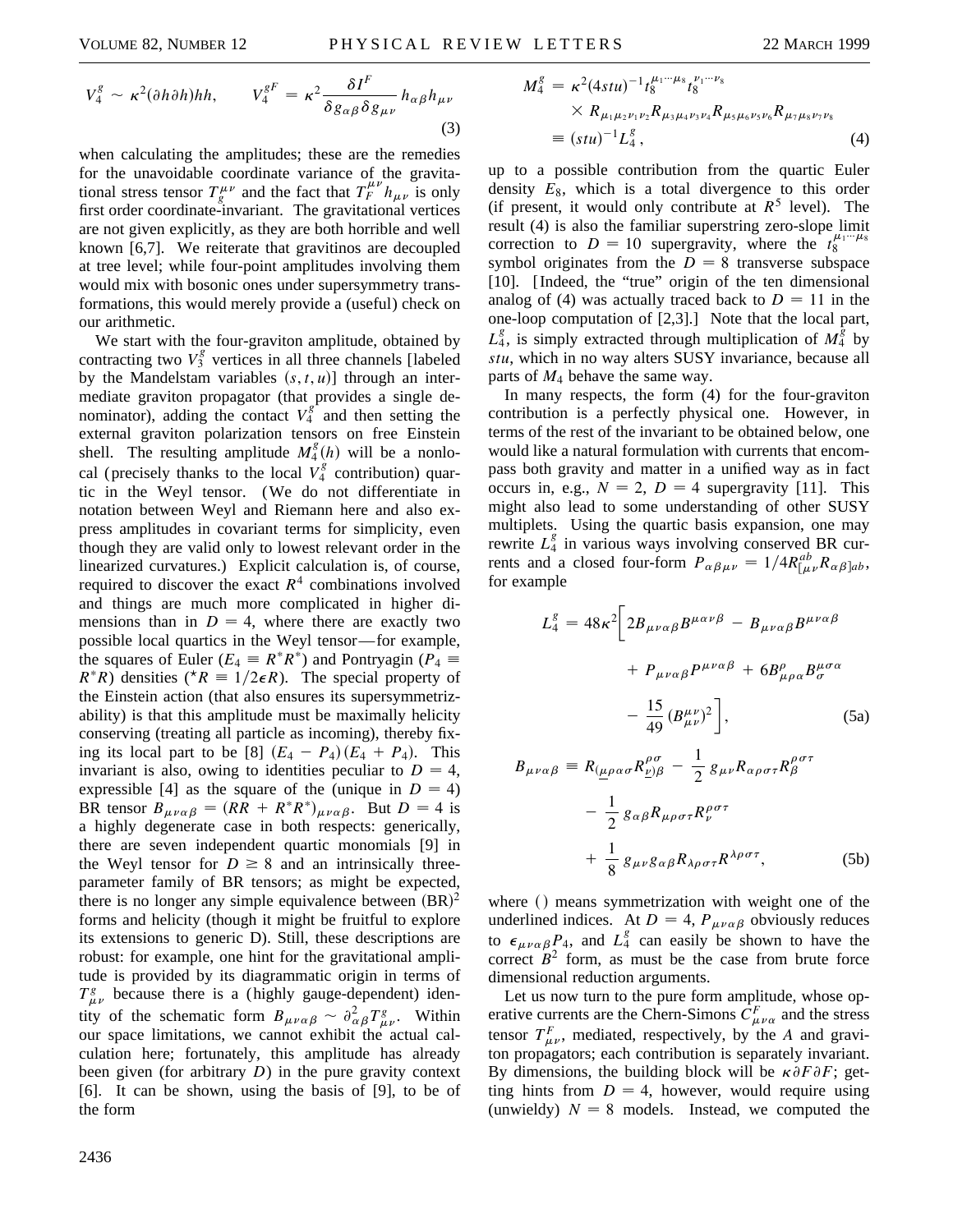$$V_4^g \sim \kappa^2(\partial h \partial h)hh, \qquad V_4^{gF} = \kappa^2 \frac{\delta I^F}{\delta g_{\alpha\beta}\delta g_{\mu\nu}} h_{\alpha\beta}h_{\mu\nu} \tag{3}$$

when calculating the amplitudes; these are the remedies for the unavoidable coordinate variance of the gravitational stress tensor $T_g^{\mu\nu}$ and the fact that $T_F^{\mu\nu}h_{\mu\nu}$ is only first order coordinate-invariant. The gravitational vertices are not given explicitly, as they are both horrible and well known [6,7]. We reiterate that gravitinos are decoupled at tree level; while four-point amplitudes involving them would mix with bosonic ones under supersymmetry transformations, this would merely provide a (useful) check on our arithmetic.

We start with the four-graviton amplitude, obtained by contracting two $V_3^g$ vertices in all three channels [labeled by the Mandelstam variables $(s,t,u)$] through an intermediate graviton propagator (that provides a single denominator), adding the contact $V_4^g$ and then setting the external graviton polarization tensors on free Einstein shell. The resulting amplitude $M_4^g(h)$ will be a nonlocal (precisely thanks to the local $V_4^g$ contribution) quartic in the Weyl tensor. (We do not differentiate in notation between Weyl and Riemann here and also express amplitudes in covariant terms for simplicity, even though they are valid only to lowest relevant order in the linearized curvatures.) Explicit calculation is, of course, required to discover the exact $R^4$ combinations involved and things are much more complicated in higher dimensions than in $D=4$, where there are exactly two possible local quartics in the Weyl tensor—for example, the squares of Euler ($E_4 \equiv R^*R^*$) and Pontryagin ($P_4 \equiv R^*R$) densities (${}^\star R \equiv 1/2\epsilon R$). The special property of the Einstein action (that also ensures its supersymmetrizability) is that this amplitude must be maximally helicity conserving (treating all particle as incoming), thereby fixing its local part to be [8] $(E_4 - P_4)(E_4 + P_4)$. This invariant is also, owing to identities peculiar to $D=4$, expressible [4] as the square of the (unique in $D=4$) BR tensor $B_{\mu\nu\alpha\beta} = (RR + R^*R^*)_{\mu\nu\alpha\beta}$. But $D=4$ is a highly degenerate case in both respects: generically, there are seven independent quartic monomials [9] in the Weyl tensor for $D \geq 8$ and an intrinsically three-parameter family of BR tensors; as might be expected, there is no longer any simple equivalence between $(\mathrm{BR})^2$ forms and helicity (though it might be fruitful to explore its extensions to generic D). Still, these descriptions are robust: for example, one hint for the gravitational amplitude is provided by its diagrammatic origin in terms of $T_{\mu\nu}^g$ because there is a (highly gauge-dependent) identity of the schematic form $B_{\mu\nu\alpha\beta} \sim \partial_{\alpha\beta}^2 T_{\mu\nu}^g$. Within our space limitations, we cannot exhibit the actual calculation here; fortunately, this amplitude has already been given (for arbitrary $D$) in the pure gravity context [6]. It can be shown, using the basis of [9], to be of the form

$$\begin{aligned} M_4^g &= \kappa^2(4stu)^{-1} t_8^{\mu_1\cdots\mu_8} t_8^{\nu_1\cdots\nu_8} \\ &\quad \times R_{\mu_1\mu_2\nu_1\nu_2} R_{\mu_3\mu_4\nu_3\nu_4} R_{\mu_5\mu_6\nu_5\nu_6} R_{\mu_7\mu_8\nu_7\nu_8} \\ &\equiv (stu)^{-1} L_4^g, \end{aligned} \tag{4}$$

up to a possible contribution from the quartic Euler density $E_8$, which is a total divergence to this order (if present, it would only contribute at $R^5$ level). The result (4) is also the familiar superstring zero-slope limit correction to $D=10$ supergravity, where the $t_8^{\mu_1\cdots\mu_8}$ symbol originates from the $D=8$ transverse subspace [10]. [Indeed, the "true" origin of the ten dimensional analog of (4) was actually traced back to $D=11$ in the one-loop computation of [2,3].] Note that the local part, $L_4^g$, is simply extracted through multiplication of $M_4^g$ by $stu$, which in no way alters SUSY invariance, because all parts of $M_4$ behave the same way.

In many respects, the form (4) for the four-graviton contribution is a perfectly physical one. However, in terms of the rest of the invariant to be obtained below, one would like a natural formulation with currents that encompass both gravity and matter in a unified way as in fact occurs in, e.g., $N=2$, $D=4$ supergravity [11]. This might also lead to some understanding of other SUSY multiplets. Using the quartic basis expansion, one may rewrite $L_4^g$ in various ways involving conserved BR currents and a closed four-form $P_{\alpha\beta\mu\nu} = 1/4 R^{ab}_{[\mu\nu}R_{\alpha\beta]ab}$, for example

$$\begin{aligned} L_4^g = 48\kappa^2\Big[ & 2B_{\mu\nu\alpha\beta}B^{\mu\alpha\nu\beta} - B_{\mu\nu\alpha\beta}B^{\mu\nu\alpha\beta} \\ & + P_{\mu\nu\alpha\beta}P^{\mu\nu\alpha\beta} + 6B^{\rho}_{\mu\rho\alpha}B^{\mu\sigma\alpha}_{\sigma} \\ & - \frac{15}{49}(B^{\mu\nu}_{\mu\nu})^2 \Big], \end{aligned} \tag{5a}$$

$$\begin{aligned} B_{\mu\nu\alpha\beta} \equiv\ & R_{(\underline{\mu}\rho\alpha\sigma}R^{\rho\sigma}_{\underline{\nu})\beta} - \frac{1}{2} g_{\mu\nu}R_{\alpha\rho\sigma\tau}R^{\rho\sigma\tau}_{\beta} \\ & - \frac{1}{2} g_{\alpha\beta}R_{\mu\rho\sigma\tau}R^{\rho\sigma\tau}_{\nu} \\ & + \frac{1}{8} g_{\mu\nu}g_{\alpha\beta}R_{\lambda\rho\sigma\tau}R^{\lambda\rho\sigma\tau}, \end{aligned} \tag{5b}$$

where () means symmetrization with weight one of the underlined indices. At $D=4$, $P_{\mu\nu\alpha\beta}$ obviously reduces to $\epsilon_{\mu\nu\alpha\beta}P_4$, and $L_4^g$ can easily be shown to have the correct $B^2$ form, as must be the case from brute force dimensional reduction arguments.

Let us now turn to the pure form amplitude, whose operative currents are the Chern-Simons $C^F_{\mu\nu\alpha}$ and the stress tensor $T^F_{\mu\nu}$, mediated, respectively, by the $A$ and graviton propagators; each contribution is separately invariant. By dimensions, the building block will be $\kappa\partial F\partial F$; getting hints from $D=4$, however, would require using (unwieldy) $N=8$ models. Instead, we computed the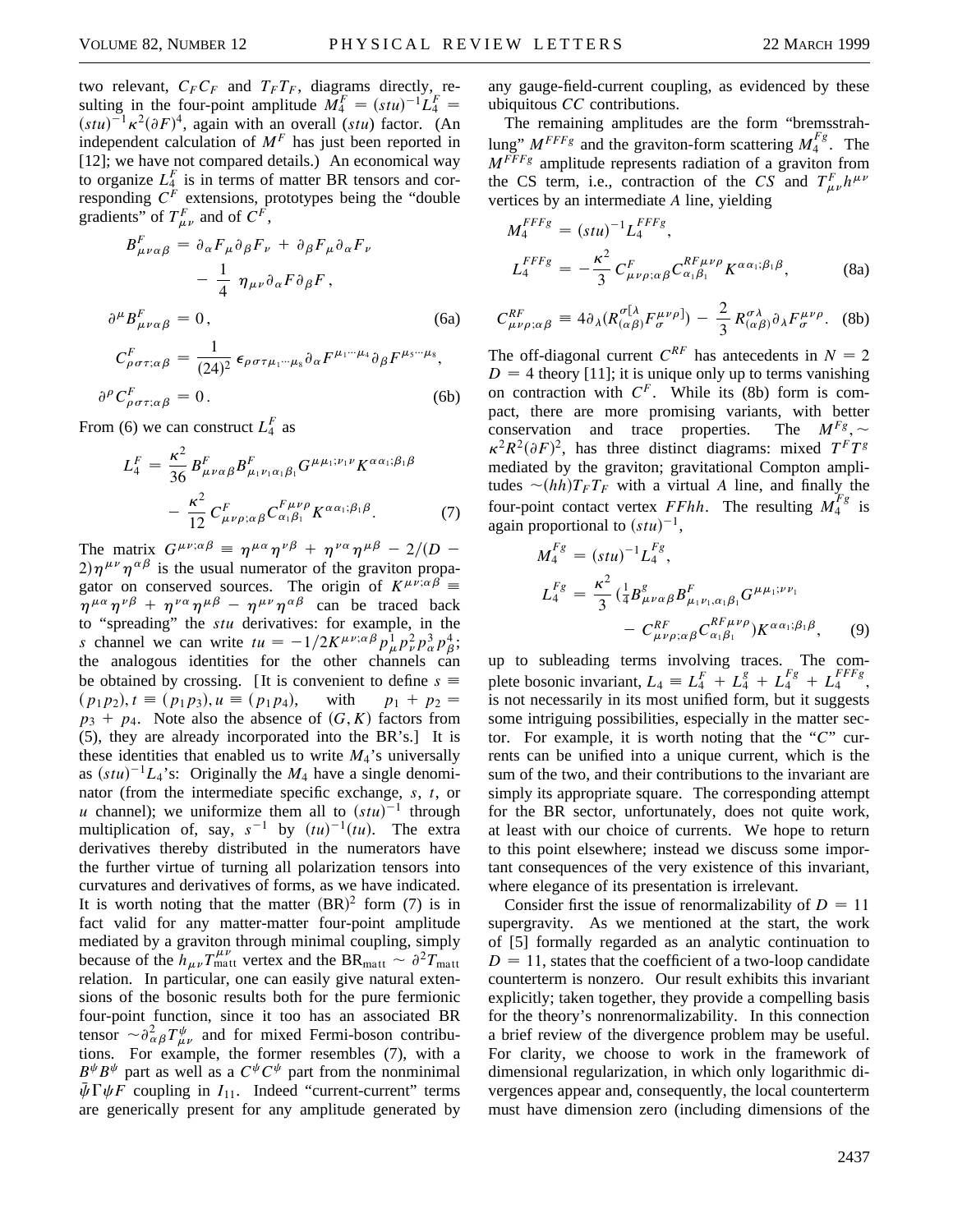two relevant, $C_F C_F$ and $T_F T_F$, diagrams directly, resulting in the four-point amplitude $M_4^F = (stu)^{-1} L_4^F = (stu)^{-1}\kappa^2(\partial F)^4$, again with an overall $(stu)$ factor. (An independent calculation of $M^F$ has just been reported in [12]; we have not compared details.) An economical way to organize $L_4^F$ is in terms of matter BR tensors and corresponding $C^F$ extensions, prototypes being the "double gradients" of $T^F_{\mu\nu}$ and of $C^F$,

$$
\begin{aligned}
B^F_{\mu\nu\alpha\beta} &= \partial_\alpha F_\mu \partial_\beta F_\nu + \partial_\beta F_\mu \partial_\alpha F_\nu \\
&\quad - \frac{1}{4}\,\eta_{\mu\nu}\partial_\alpha F \partial_\beta F\,, \\
\partial^\mu B^F_{\mu\nu\alpha\beta} &= 0\,, \qquad\qquad (6a) \\
C^F_{\rho\sigma\tau;\alpha\beta} &= \frac{1}{(24)^2}\,\epsilon_{\rho\sigma\tau\mu_1\cdots\mu_8}\partial_\alpha F^{\mu_1\cdots\mu_4}\partial_\beta F^{\mu_5\cdots\mu_8}, \\
\partial^\rho C^F_{\rho\sigma\tau;\alpha\beta} &= 0\,. \qquad\qquad (6b)
\end{aligned}
$$

From (6) we can construct $L_4^F$ as

$$
\begin{aligned}
L_4^F = \frac{\kappa^2}{36}\,B^F_{\mu\nu\alpha\beta}B^F_{\mu_1\nu_1\alpha_1\beta_1}G^{\mu\mu_1;\nu_1\nu}K^{\alpha\alpha_1;\beta_1\beta} \\
- \frac{\kappa^2}{12}\,C^F_{\mu\nu\rho;\alpha\beta}C^{F\mu\nu\rho}_{\alpha_1\beta_1}K^{\alpha\alpha_1;\beta_1\beta}. \qquad (7)
\end{aligned}
$$

The matrix $G^{\mu\nu;\alpha\beta} \equiv \eta^{\mu\alpha}\eta^{\nu\beta} + \eta^{\nu\alpha}\eta^{\mu\beta} - 2/(D-2)\eta^{\mu\nu}\eta^{\alpha\beta}$ is the usual numerator of the graviton propagator on conserved sources. The origin of $K^{\mu\nu;\alpha\beta} \equiv \eta^{\mu\alpha}\eta^{\nu\beta} + \eta^{\nu\alpha}\eta^{\mu\beta} - \eta^{\mu\nu}\eta^{\alpha\beta}$ can be traced back to "spreading" the $stu$ derivatives: for example, in the $s$ channel we can write $tu = -1/2K^{\mu\nu;\alpha\beta}p^1_\mu p^2_\nu p^3_\alpha p^4_\beta$; the analogous identities for the other channels can be obtained by crossing. [It is convenient to define $s \equiv (p_1 p_2), t \equiv (p_1 p_3), u \equiv (p_1 p_4)$, with $p_1 + p_2 = p_3 + p_4$. Note also the absence of $(G, K)$ factors from (5), they are already incorporated into the BR's.] It is these identities that enabled us to write $M_4$'s universally as $(stu)^{-1}L_4$'s: Originally the $M_4$ have a single denominator (from the intermediate specific exchange, $s$, $t$, or $u$ channel); we uniformize them all to $(stu)^{-1}$ through multiplication of, say, $s^{-1}$ by $(tu)^{-1}(tu)$. The extra derivatives thereby distributed in the numerators have the further virtue of turning all polarization tensors into curvatures and derivatives of forms, as we have indicated. It is worth noting that the matter $(\mathrm{BR})^2$ form (7) is in fact valid for any matter-matter four-point amplitude mediated by a graviton through minimal coupling, simply because of the $h_{\mu\nu}T^{\mu\nu}_{\mathrm{matt}}$ vertex and the $\mathrm{BR}_{\mathrm{matt}} \sim \partial^2 T_{\mathrm{matt}}$ relation. In particular, one can easily give natural extensions of the bosonic results both for the pure fermionic four-point function, since it too has an associated BR tensor $\sim \partial^2_{\alpha\beta}T^\psi_{\mu\nu}$ and for mixed Fermi-boson contributions. For example, the former resembles (7), with a $B^\psi B^\psi$ part as well as a $C^\psi C^\psi$ part from the nonminimal $\bar\psi\Gamma\psi F$ coupling in $I_{11}$. Indeed "current-current" terms are generically present for any amplitude generated by any gauge-field-current coupling, as evidenced by these ubiquitous $CC$ contributions.

The remaining amplitudes are the form "bremsstrahlung" $M^{FFFg}$ and the graviton-form scattering $M_4^{Fg}$. The $M^{FFFg}$ amplitude represents radiation of a graviton from the CS term, i.e., contraction of the $CS$ and $T^F_{\mu\nu}h^{\mu\nu}$ vertices by an intermediate $A$ line, yielding

$$
\begin{aligned}
M_4^{FFFg} &= (stu)^{-1}L_4^{FFFg}, \\
L_4^{FFFg} &= -\frac{\kappa^2}{3}\,C^F_{\mu\nu\rho;\alpha\beta}C^{RF\mu\nu\rho}_{\alpha_1\beta_1}K^{\alpha\alpha_1;\beta_1\beta}, \qquad (8a)
\end{aligned}
$$

$$
C^{RF}_{\mu\nu\rho;\alpha\beta} \equiv 4\partial_\lambda(R^{\sigma[\lambda}_{(\alpha\beta)}F^{\mu\nu\rho]}_\sigma) - \frac{2}{3}\,R^{\sigma\lambda}_{(\alpha\beta)}\partial_\lambda F^{\mu\nu\rho}_\sigma. \quad (8b)
$$

The off-diagonal current $C^{RF}$ has antecedents in $N = 2$ $D = 4$ theory [11]; it is unique only up to terms vanishing on contraction with $C^F$. While its (8b) form is compact, there are more promising variants, with better conservation and trace properties. The $M^{Fg}, \sim \kappa^2 R^2(\partial F)^2$, has three distinct diagrams: mixed $T^F T^g$ mediated by the graviton; gravitational Compton amplitudes $\sim (hh)T_F T_F$ with a virtual $A$ line, and finally the four-point contact vertex $FFhh$. The resulting $M_4^{Fg}$ is again proportional to $(stu)^{-1}$,

$$
\begin{aligned}
M_4^{Fg} &= (stu)^{-1}L_4^{Fg}, \\
L_4^{Fg} &= \frac{\kappa^2}{3}\,(\tfrac{1}{4}B^g_{\mu\nu\alpha\beta}B^F_{\mu_1\nu_1,\alpha_1\beta_1}G^{\mu\mu_1;\nu\nu_1} \\
&\quad - C^{RF}_{\mu\nu\rho;\alpha\beta}C^{RF\mu\nu\rho}_{\alpha_1\beta_1})K^{\alpha\alpha_1;\beta_1\beta}, \qquad (9)
\end{aligned}
$$

up to subleading terms involving traces. The complete bosonic invariant, $L_4 \equiv L_4^F + L_4^g + L_4^{Fg} + L_4^{FFFg}$, is not necessarily in its most unified form, but it suggests some intriguing possibilities, especially in the matter sector. For example, it is worth noting that the "$C$" currents can be unified into a unique current, which is the sum of the two, and their contributions to the invariant are simply its appropriate square. The corresponding attempt for the BR sector, unfortunately, does not quite work, at least with our choice of currents. We hope to return to this point elsewhere; instead we discuss some important consequences of the very existence of this invariant, where elegance of its presentation is irrelevant.

Consider first the issue of renormalizability of $D = 11$ supergravity. As we mentioned at the start, the work of [5] formally regarded as an analytic continuation to $D = 11$, states that the coefficient of a two-loop candidate counterterm is nonzero. Our result exhibits this invariant explicitly; taken together, they provide a compelling basis for the theory's nonrenormalizability. In this connection a brief review of the divergence problem may be useful. For clarity, we choose to work in the framework of dimensional regularization, in which only logarithmic divergences appear and, consequently, the local counterterm must have dimension zero (including dimensions of the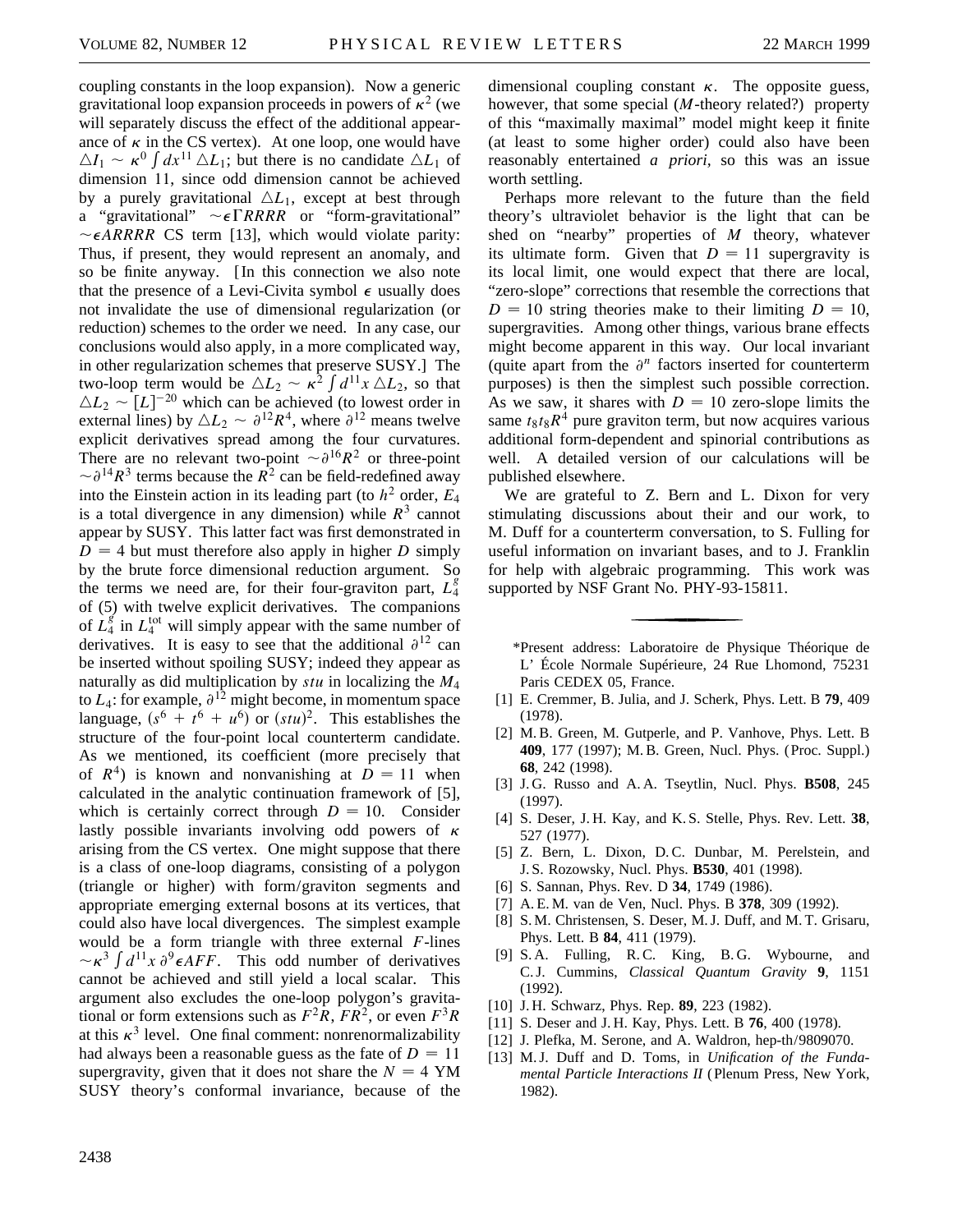coupling constants in the loop expansion). Now a generic gravitational loop expansion proceeds in powers of $\kappa^2$ (we will separately discuss the effect of the additional appearance of $\kappa$ in the CS vertex). At one loop, one would have $\triangle I_1 \sim \kappa^0 \int dx^{11} \triangle L_1$; but there is no candidate $\triangle L_1$ of dimension 11, since odd dimension cannot be achieved by a purely gravitational $\triangle L_1$, except at best through a "gravitational" $\sim \epsilon \Gamma RRRR$ or "form-gravitational" $\sim \epsilon ARRRR$ CS term [13], which would violate parity: Thus, if present, they would represent an anomaly, and so be finite anyway. [In this connection we also note that the presence of a Levi-Civita symbol $\epsilon$ usually does not invalidate the use of dimensional regularization (or reduction) schemes to the order we need. In any case, our conclusions would also apply, in a more complicated way, in other regularization schemes that preserve SUSY.] The two-loop term would be $\triangle L_2 \sim \kappa^2 \int d^{11}x \, \triangle L_2$, so that $\triangle L_2 \sim [L]^{-20}$ which can be achieved (to lowest order in external lines) by $\triangle L_2 \sim \partial^{12} R^4$, where $\partial^{12}$ means twelve explicit derivatives spread among the four curvatures. There are no relevant two-point $\sim \partial^{16} R^2$ or three-point $\sim \partial^{14} R^3$ terms because the $R^2$ can be field-redefined away into the Einstein action in its leading part (to $h^2$ order, $E_4$ is a total divergence in any dimension) while $R^3$ cannot appear by SUSY. This latter fact was first demonstrated in $D = 4$ but must therefore also apply in higher $D$ simply by the brute force dimensional reduction argument. So the terms we need are, for their four-graviton part, $L_4^g$ of (5) with twelve explicit derivatives. The companions of $L_4^g$ in $L_4^{\rm tot}$ will simply appear with the same number of derivatives. It is easy to see that the additional $\partial^{12}$ can be inserted without spoiling SUSY; indeed they appear as naturally as did multiplication by $stu$ in localizing the $M_4$ to $L_4$: for example, $\partial^{12}$ might become, in momentum space language, $(s^6 + t^6 + u^6)$ or $(stu)^2$. This establishes the structure of the four-point local counterterm candidate. As we mentioned, its coefficient (more precisely that of $R^4$) is known and nonvanishing at $D = 11$ when calculated in the analytic continuation framework of [5], which is certainly correct through $D = 10$. Consider lastly possible invariants involving odd powers of $\kappa$ arising from the CS vertex. One might suppose that there is a class of one-loop diagrams, consisting of a polygon (triangle or higher) with form/graviton segments and appropriate emerging external bosons at its vertices, that could also have local divergences. The simplest example would be a form triangle with three external $F$-lines $\sim \kappa^3 \int d^{11}x \, \partial^9 \epsilon AFF$. This odd number of derivatives cannot be achieved and still yield a local scalar. This argument also excludes the one-loop polygon's gravitational or form extensions such as $F^2 R$, $FR^2$, or even $F^3 R$ at this $\kappa^3$ level. One final comment: nonrenormalizability had always been a reasonable guess as the fate of $D = 11$ supergravity, given that it does not share the $N = 4$ YM SUSY theory's conformal invariance, because of the dimensional coupling constant $\kappa$. The opposite guess, however, that some special ($M$-theory related?) property of this "maximally maximal" model might keep it finite (at least to some higher order) could also have been reasonably entertained *a priori*, so this was an issue worth settling.

Perhaps more relevant to the future than the field theory's ultraviolet behavior is the light that can be shed on "nearby" properties of $M$ theory, whatever its ultimate form. Given that $D = 11$ supergravity is its local limit, one would expect that there are local, "zero-slope" corrections that resemble the corrections that $D = 10$ string theories make to their limiting $D = 10$, supergravities. Among other things, various brane effects might become apparent in this way. Our local invariant (quite apart from the $\partial^n$ factors inserted for counterterm purposes) is then the simplest such possible correction. As we saw, it shares with $D = 10$ zero-slope limits the same $t_8 t_8 R^4$ pure graviton term, but now acquires various additional form-dependent and spinorial contributions as well. A detailed version of our calculations will be published elsewhere.

We are grateful to Z. Bern and L. Dixon for very stimulating discussions about their and our work, to M. Duff for a counterterm conversation, to S. Fulling for useful information on invariant bases, and to J. Franklin for help with algebraic programming. This work was supported by NSF Grant No. PHY-93-15811.

---

*Present address: Laboratoire de Physique Théorique de L' École Normale Supérieure, 24 Rue Lhomond, 75231 Paris CEDEX 05, France.

[1] E. Cremmer, B. Julia, and J. Scherk, Phys. Lett. B **79**, 409 (1978).

[2] M. B. Green, M. Gutperle, and P. Vanhove, Phys. Lett. B **409**, 177 (1997); M. B. Green, Nucl. Phys. (Proc. Suppl.) **68**, 242 (1998).

[3] J. G. Russo and A. A. Tseytlin, Nucl. Phys. **B508**, 245 (1997).

[4] S. Deser, J. H. Kay, and K. S. Stelle, Phys. Rev. Lett. **38**, 527 (1977).

[5] Z. Bern, L. Dixon, D. C. Dunbar, M. Perelstein, and J. S. Rozowsky, Nucl. Phys. **B530**, 401 (1998).

[6] S. Sannan, Phys. Rev. D **34**, 1749 (1986).

[7] A. E. M. van de Ven, Nucl. Phys. B **378**, 309 (1992).

[8] S. M. Christensen, S. Deser, M. J. Duff, and M. T. Grisaru, Phys. Lett. B **84**, 411 (1979).

[9] S. A. Fulling, R. C. King, B. G. Wybourne, and C. J. Cummins, *Classical Quantum Gravity* **9**, 1151 (1992).

[10] J. H. Schwarz, Phys. Rep. **89**, 223 (1982).

[11] S. Deser and J. H. Kay, Phys. Lett. B **76**, 400 (1978).

[12] J. Plefka, M. Serone, and A. Waldron, hep-th/9809070.

[13] M. J. Duff and D. Toms, in *Unification of the Fundamental Particle Interactions II* (Plenum Press, New York, 1982).